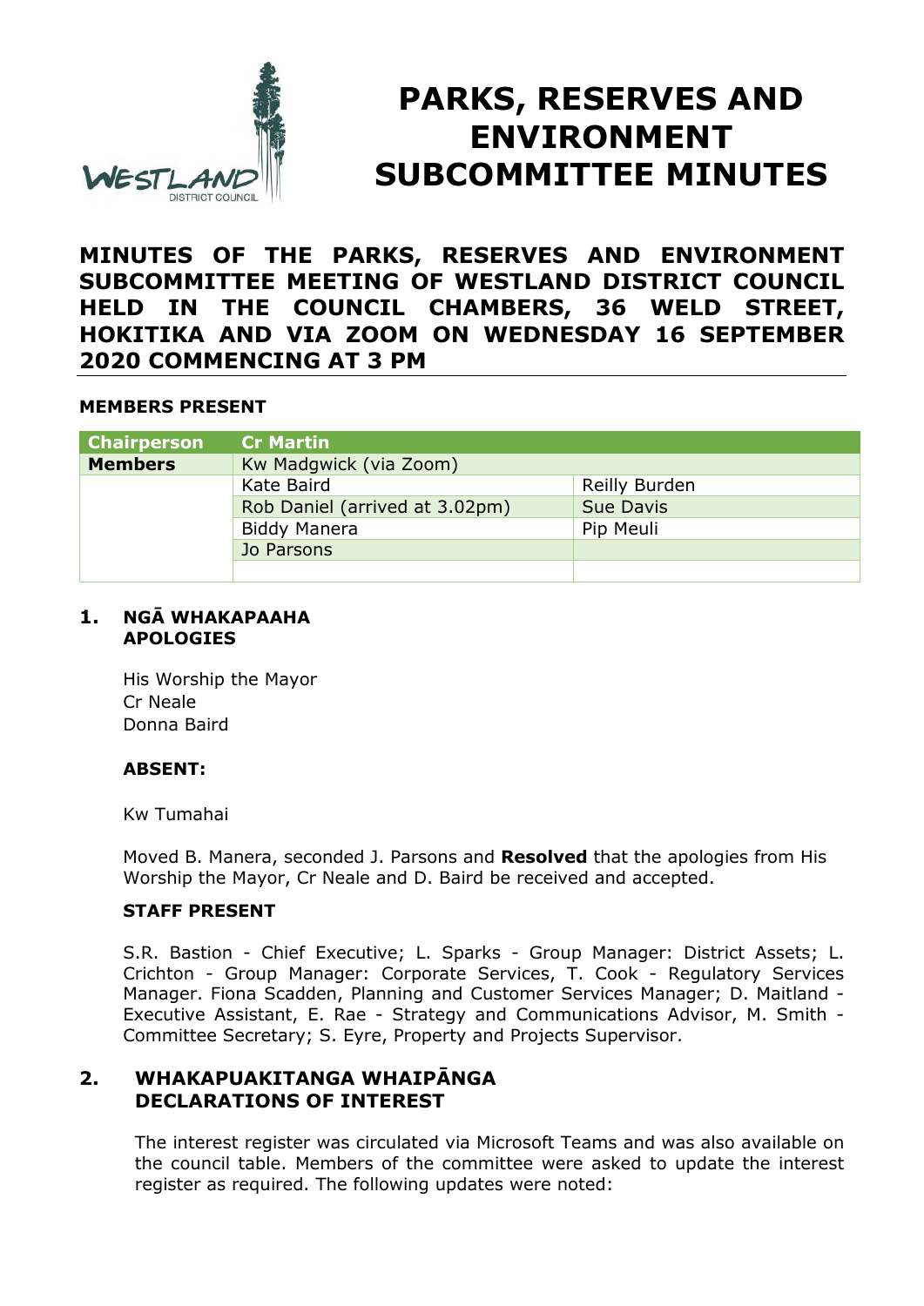# PARKS, RESERVES AND ENVIRONMENT SUBCOMMITTEE MINUTES

## MINUTES OF THE PARKS, RESERVES AND ENVIRONMENT SUBCOMMITTEE MEETING OF WESTLAND DISTRICT COUNCIL HELD IN THE COUNCIL CHAMBERS, 36 WELD STREET, HOKITIKA AND VIA ZOOM ON WEDNESDAY 16 SEPTEMBER 2020 COMMENCING AT 3 PM

**MEMBERS PRESENT**

| Chairperson | Cr Martin | |
|---|---|---|
| Members | Kw Madgwick (via Zoom) | |
| | Kate Baird | Reilly Burden |
| | Rob Daniel (arrived at 3.02pm) | Sue Davis |
| | Biddy Manera | Pip Meuli |
| | Jo Parsons | |
| | | |

### 1. NGĀ WHAKAPAAHA APOLOGIES

His Worship the Mayor
Cr Neale
Donna Baird

**ABSENT:**

Kw Tumahai

Moved B. Manera, seconded J. Parsons and **Resolved** that the apologies from His Worship the Mayor, Cr Neale and D. Baird be received and accepted.

**STAFF PRESENT**

S.R. Bastion - Chief Executive; L. Sparks - Group Manager: District Assets; L. Crichton - Group Manager: Corporate Services, T. Cook - Regulatory Services Manager. Fiona Scadden, Planning and Customer Services Manager; D. Maitland - Executive Assistant, E. Rae - Strategy and Communications Advisor, M. Smith - Committee Secretary; S. Eyre, Property and Projects Supervisor.

### 2. WHAKAPUAKITANGA WHAIPĀNGA DECLARATIONS OF INTEREST

The interest register was circulated via Microsoft Teams and was also available on the council table. Members of the committee were asked to update the interest register as required. The following updates were noted: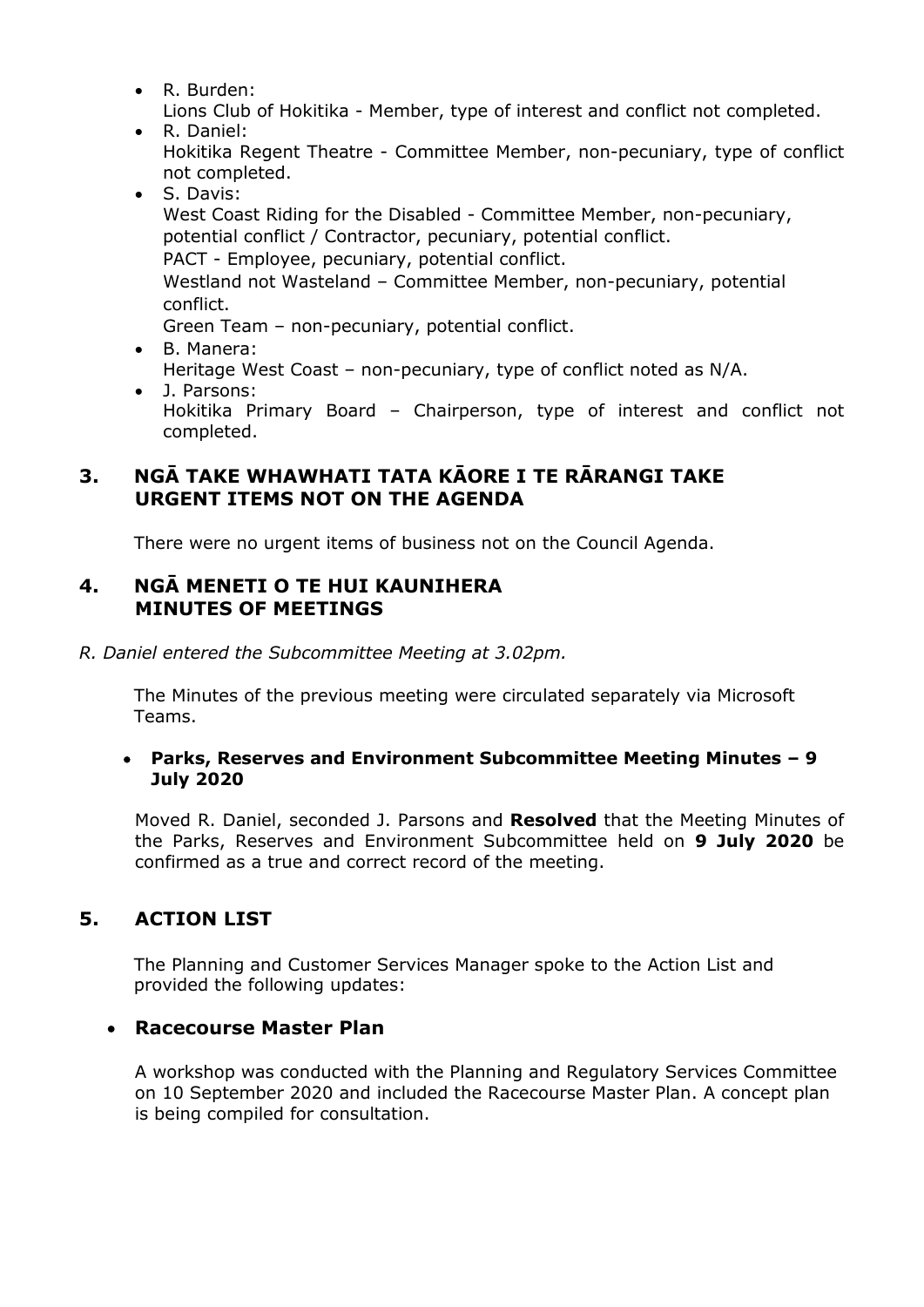- R. Burden:
  Lions Club of Hokitika - Member, type of interest and conflict not completed.
- R. Daniel:
  Hokitika Regent Theatre - Committee Member, non-pecuniary, type of conflict not completed.
- S. Davis:
  West Coast Riding for the Disabled - Committee Member, non-pecuniary, potential conflict / Contractor, pecuniary, potential conflict.
  PACT - Employee, pecuniary, potential conflict.
  Westland not Wasteland – Committee Member, non-pecuniary, potential conflict.
  Green Team – non-pecuniary, potential conflict.
- B. Manera:
  Heritage West Coast – non-pecuniary, type of conflict noted as N/A.
- J. Parsons:
  Hokitika Primary Board – Chairperson, type of interest and conflict not completed.

## 3. NGĀ TAKE WHAWHATI TATA KĀORE I TE RĀRANGI TAKE URGENT ITEMS NOT ON THE AGENDA

There were no urgent items of business not on the Council Agenda.

## 4. NGĀ MENETI O TE HUI KAUNIHERA MINUTES OF MEETINGS

*R. Daniel entered the Subcommittee Meeting at 3.02pm.*

The Minutes of the previous meeting were circulated separately via Microsoft Teams.

- **Parks, Reserves and Environment Subcommittee Meeting Minutes – 9 July 2020**

Moved R. Daniel, seconded J. Parsons and **Resolved** that the Meeting Minutes of the Parks, Reserves and Environment Subcommittee held on **9 July 2020** be confirmed as a true and correct record of the meeting.

## 5. ACTION LIST

The Planning and Customer Services Manager spoke to the Action List and provided the following updates:

- **Racecourse Master Plan**

A workshop was conducted with the Planning and Regulatory Services Committee on 10 September 2020 and included the Racecourse Master Plan. A concept plan is being compiled for consultation.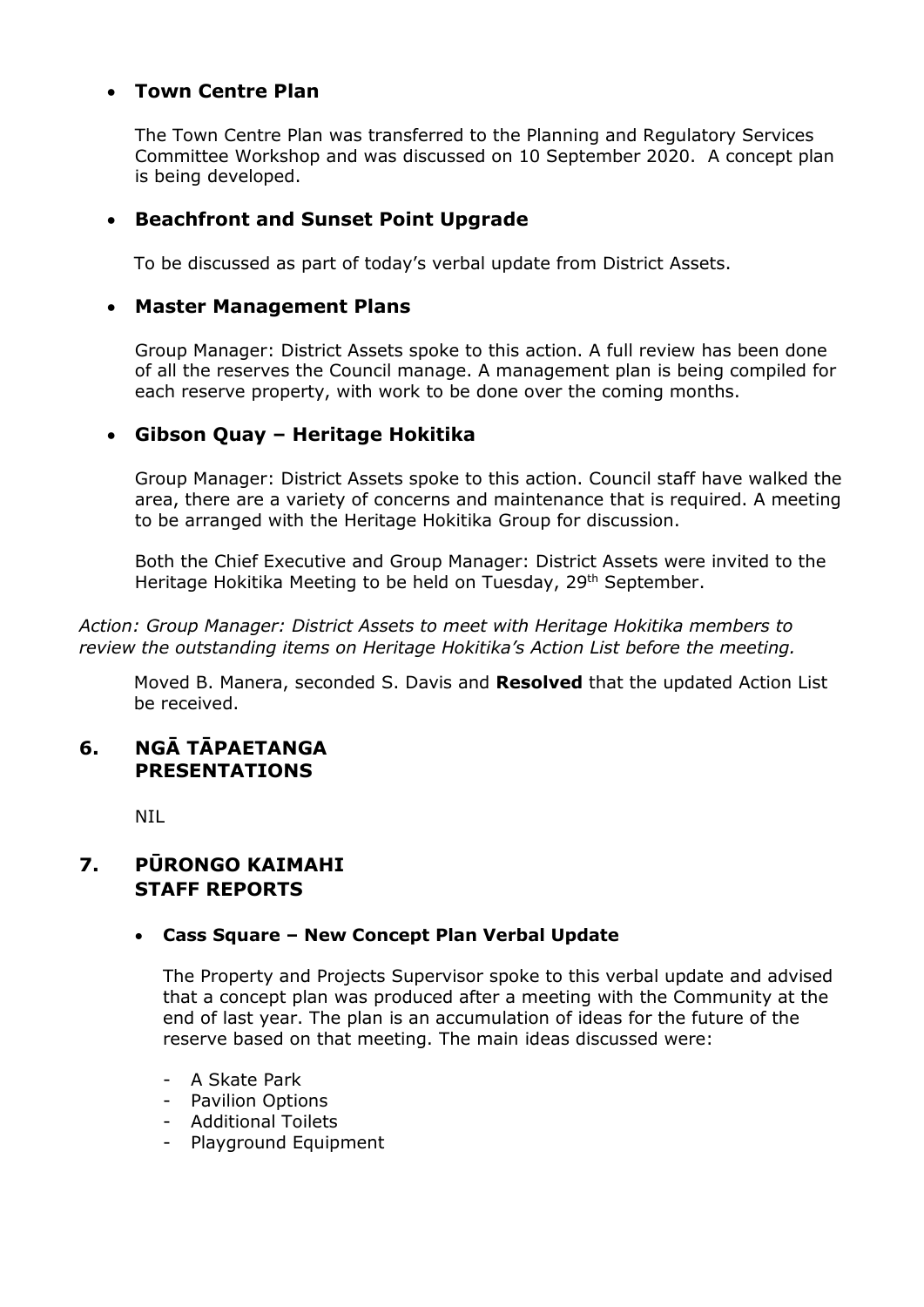- **Town Centre Plan**

  The Town Centre Plan was transferred to the Planning and Regulatory Services Committee Workshop and was discussed on 10 September 2020. A concept plan is being developed.

- **Beachfront and Sunset Point Upgrade**

  To be discussed as part of today's verbal update from District Assets.

- **Master Management Plans**

  Group Manager: District Assets spoke to this action. A full review has been done of all the reserves the Council manage. A management plan is being compiled for each reserve property, with work to be done over the coming months.

- **Gibson Quay – Heritage Hokitika**

  Group Manager: District Assets spoke to this action. Council staff have walked the area, there are a variety of concerns and maintenance that is required. A meeting to be arranged with the Heritage Hokitika Group for discussion.

  Both the Chief Executive and Group Manager: District Assets were invited to the Heritage Hokitika Meeting to be held on Tuesday, 29th September.

*Action: Group Manager: District Assets to meet with Heritage Hokitika members to review the outstanding items on Heritage Hokitika's Action List before the meeting.*

Moved B. Manera, seconded S. Davis and **Resolved** that the updated Action List be received.

## 6. NGĀ TĀPAETANGA PRESENTATIONS

NIL

## 7. PŪRONGO KAIMAHI STAFF REPORTS

- **Cass Square – New Concept Plan Verbal Update**

  The Property and Projects Supervisor spoke to this verbal update and advised that a concept plan was produced after a meeting with the Community at the end of last year. The plan is an accumulation of ideas for the future of the reserve based on that meeting. The main ideas discussed were:

  - A Skate Park
  - Pavilion Options
  - Additional Toilets
  - Playground Equipment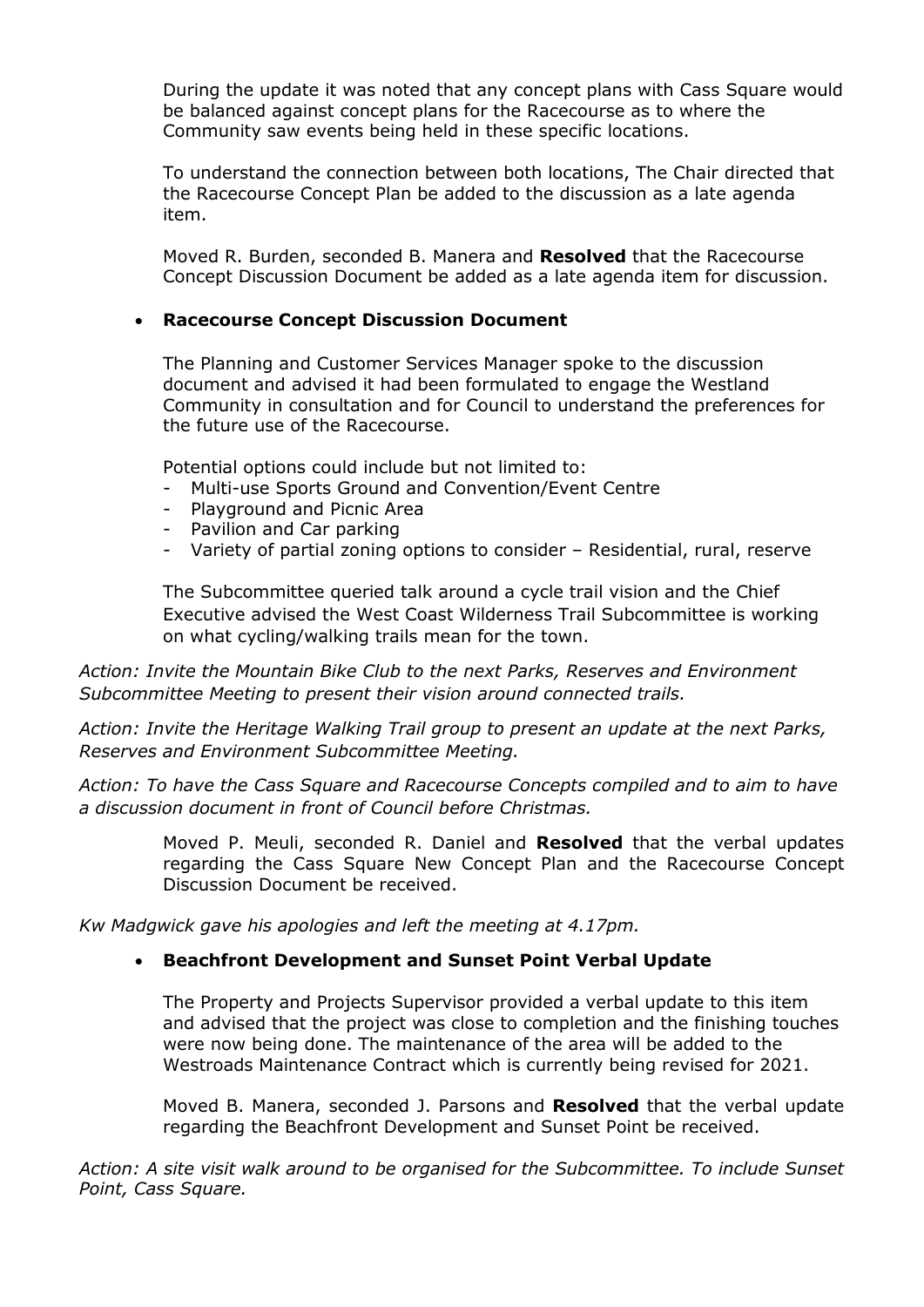During the update it was noted that any concept plans with Cass Square would be balanced against concept plans for the Racecourse as to where the Community saw events being held in these specific locations.

To understand the connection between both locations, The Chair directed that the Racecourse Concept Plan be added to the discussion as a late agenda item.

Moved R. Burden, seconded B. Manera and **Resolved** that the Racecourse Concept Discussion Document be added as a late agenda item for discussion.

- **Racecourse Concept Discussion Document**

The Planning and Customer Services Manager spoke to the discussion document and advised it had been formulated to engage the Westland Community in consultation and for Council to understand the preferences for the future use of the Racecourse.

Potential options could include but not limited to:

- Multi-use Sports Ground and Convention/Event Centre
- Playground and Picnic Area
- Pavilion and Car parking
- Variety of partial zoning options to consider – Residential, rural, reserve

The Subcommittee queried talk around a cycle trail vision and the Chief Executive advised the West Coast Wilderness Trail Subcommittee is working on what cycling/walking trails mean for the town.

*Action: Invite the Mountain Bike Club to the next Parks, Reserves and Environment Subcommittee Meeting to present their vision around connected trails.*

*Action: Invite the Heritage Walking Trail group to present an update at the next Parks, Reserves and Environment Subcommittee Meeting.*

*Action: To have the Cass Square and Racecourse Concepts compiled and to aim to have a discussion document in front of Council before Christmas.*

Moved P. Meuli, seconded R. Daniel and **Resolved** that the verbal updates regarding the Cass Square New Concept Plan and the Racecourse Concept Discussion Document be received.

*Kw Madgwick gave his apologies and left the meeting at 4.17pm.*

- **Beachfront Development and Sunset Point Verbal Update**

The Property and Projects Supervisor provided a verbal update to this item and advised that the project was close to completion and the finishing touches were now being done. The maintenance of the area will be added to the Westroads Maintenance Contract which is currently being revised for 2021.

Moved B. Manera, seconded J. Parsons and **Resolved** that the verbal update regarding the Beachfront Development and Sunset Point be received.

*Action: A site visit walk around to be organised for the Subcommittee. To include Sunset Point, Cass Square.*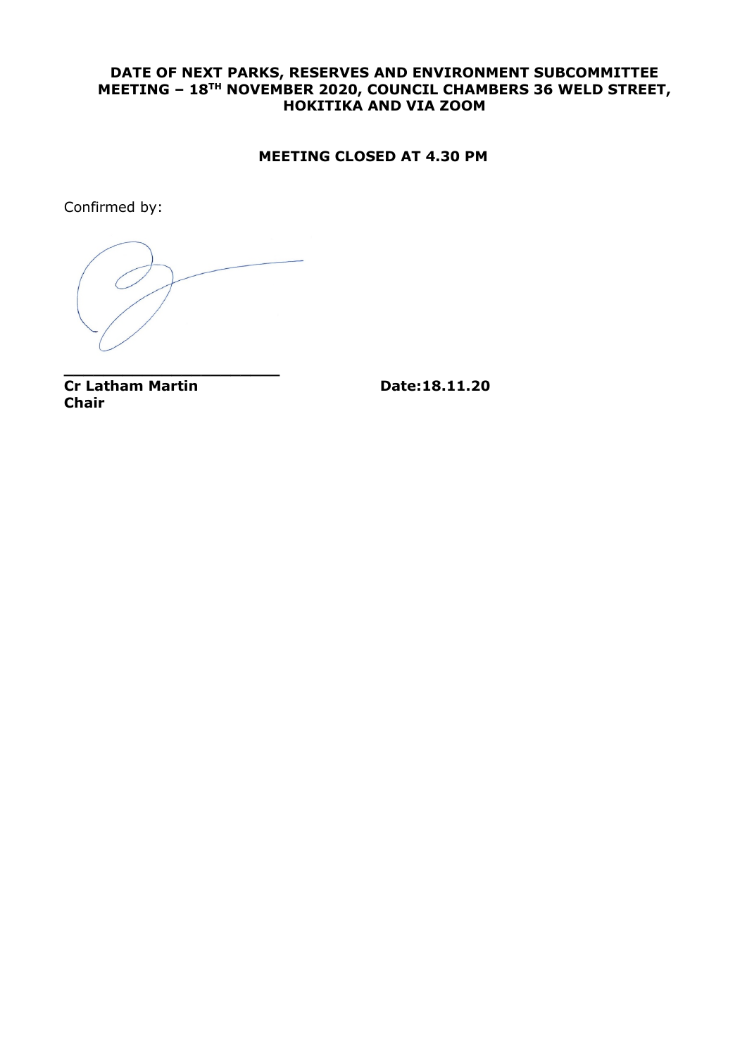**DATE OF NEXT PARKS, RESERVES AND ENVIRONMENT SUBCOMMITTEE MEETING – 18TH NOVEMBER 2020, COUNCIL CHAMBERS 36 WELD STREET, HOKITIKA AND VIA ZOOM**

**MEETING CLOSED AT 4.30 PM**

Confirmed by:

______________________

**Cr Latham Martin**
**Chair**

**Date:18.11.20**